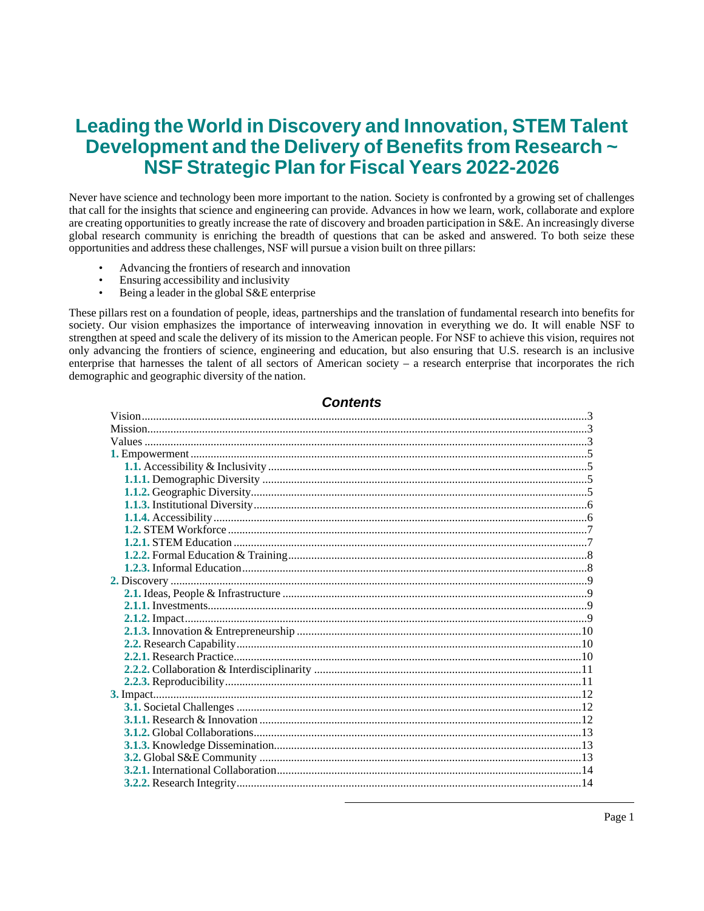# Leading the World in Discovery and Innovation, STEM Talent Development and the Delivery of Benefits from Research ~ NSF Strategic Plan for Fiscal Years 2022-2026

Never have science and technology been more important to the nation. Society is confronted by a growing set of challenges that call for the insights that science and engineering can provide. Advances in how we learn, work, collaborate and explore are creating opportunities to greatly increase the rate of discovery and broaden participation in S&E. An increasingly diverse global research community is enriching the breadth of questions that can be asked and answered. To both seize these opportunities and address these challenges, NSF will pursue a vision built on three pillars:

- Advancing the frontiers of research and innovation
- Ensuring accessibility and inclusivity
- Being a leader in the global S&E enterprise

These pillars rest on a foundation of people, ideas, partnerships and the translation of fundamental research into benefits for society. Our vision emphasizes the importance of interweaving innovation in everything we do. It will enable NSF to strengthen at speed and scale the delivery of its mission to the American people. For NSF to achieve this vision, requires not only advancing the frontiers of science, engineering and education, but also ensuring that U.S. research is an inclusive enterprise that harnesses the talent of all sectors of American society – a research enterprise that incorporates the rich demographic and geographic diversity of the nation.

## *Contents*

- Vision ........ 3
- Mission ........ 3
- Values ........ 3
- **1.** Empowerment ........ 5
  - **1.1.** Accessibility & Inclusivity ........ 5
  - **1.1.1.** Demographic Diversity ........ 5
  - **1.1.2.** Geographic Diversity ........ 5
  - **1.1.3.** Institutional Diversity ........ 6
  - **1.1.4.** Accessibility ........ 6
  - **1.2.** STEM Workforce ........ 7
  - **1.2.1.** STEM Education ........ 7
  - **1.2.2.** Formal Education & Training ........ 8
  - **1.2.3.** Informal Education ........ 8
- **2.** Discovery ........ 9
  - **2.1.** Ideas, People & Infrastructure ........ 9
  - **2.1.1.** Investments ........ 9
  - **2.1.2.** Impact ........ 9
  - **2.1.3.** Innovation & Entrepreneurship ........ 10
  - **2.2.** Research Capability ........ 10
  - **2.2.1.** Research Practice ........ 10
  - **2.2.2.** Collaboration & Interdisciplinarity ........ 11
  - **2.2.3.** Reproducibility ........ 11
- **3.** Impact ........ 12
  - **3.1.** Societal Challenges ........ 12
  - **3.1.1.** Research & Innovation ........ 12
  - **3.1.2.** Global Collaborations ........ 13
  - **3.1.3.** Knowledge Dissemination ........ 13
  - **3.2.** Global S&E Community ........ 13
  - **3.2.1.** International Collaboration ........ 14
  - **3.2.2.** Research Integrity ........ 14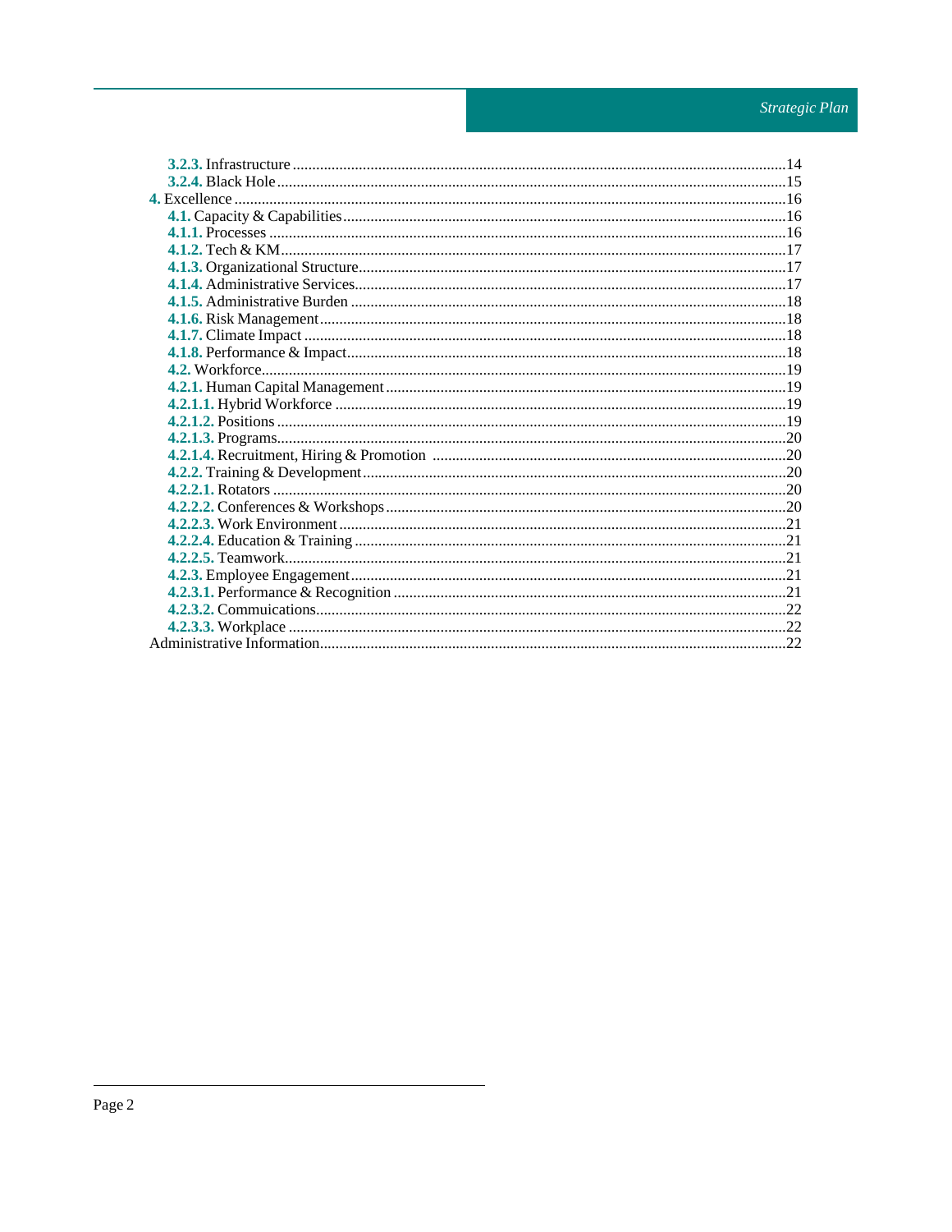3.2.3. Infrastructure ........................................................................................................14
3.2.4. Black Hole ...........................................................................................................15
4. Excellence ..............................................................................................................16
4.1. Capacity & Capabilities .......................................................................................16
4.1.1. Processes ............................................................................................................16
4.1.2. Tech & KM ..........................................................................................................17
4.1.3. Organizational Structure .....................................................................................17
4.1.4. Administrative Services .......................................................................................17
4.1.5. Administrative Burden .........................................................................................18
4.1.6. Risk Management ................................................................................................18
4.1.7. Climate Impact .....................................................................................................18
4.1.8. Performance & Impact .........................................................................................18
4.2. Workforce ............................................................................................................19
4.2.1. Human Capital Management ................................................................................19
4.2.1.1. Hybrid Workforce ..............................................................................................19
4.2.1.2. Positions ...........................................................................................................19
4.2.1.3. Programs ...........................................................................................................20
4.2.1.4. Recruitment, Hiring & Promotion .....................................................................20
4.2.2. Training & Development ......................................................................................20
4.2.2.1. Rotators ............................................................................................................20
4.2.2.2. Conferences & Workshops ................................................................................20
4.2.2.3. Work Environment ............................................................................................21
4.2.2.4. Education & Training ........................................................................................21
4.2.2.5. Teamwork ..........................................................................................................21
4.2.3. Employee Engagement .........................................................................................21
4.2.3.1. Performance & Recognition ...............................................................................21
4.2.3.2. Commuications ..................................................................................................22
4.2.3.3. Workplace .........................................................................................................22
Administrative Information ..........................................................................................22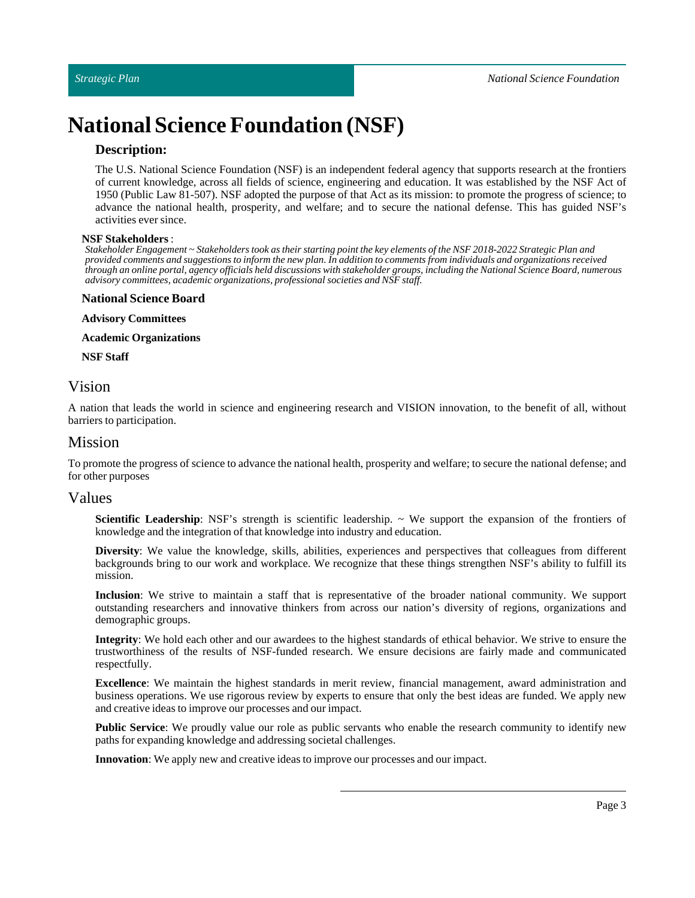# National Science Foundation (NSF)

### Description:

The U.S. National Science Foundation (NSF) is an independent federal agency that supports research at the frontiers of current knowledge, across all fields of science, engineering and education. It was established by the NSF Act of 1950 (Public Law 81-507). NSF adopted the purpose of that Act as its mission: to promote the progress of science; to advance the national health, prosperity, and welfare; and to secure the national defense. This has guided NSF's activities ever since.

**NSF Stakeholders** :

*Stakeholder Engagement ~ Stakeholders took as their starting point the key elements of the NSF 2018-2022 Strategic Plan and provided comments and suggestions to inform the new plan. In addition to comments from individuals and organizations received through an online portal, agency officials held discussions with stakeholder groups, including the National Science Board, numerous advisory committees, academic organizations, professional societies and NSF staff.*

**National Science Board**

**Advisory Committees**

**Academic Organizations**

**NSF Staff**

## Vision

A nation that leads the world in science and engineering research and VISION innovation, to the benefit of all, without barriers to participation.

## Mission

To promote the progress of science to advance the national health, prosperity and welfare; to secure the national defense; and for other purposes

## Values

**Scientific Leadership**: NSF's strength is scientific leadership. ~ We support the expansion of the frontiers of knowledge and the integration of that knowledge into industry and education.

**Diversity**: We value the knowledge, skills, abilities, experiences and perspectives that colleagues from different backgrounds bring to our work and workplace. We recognize that these things strengthen NSF's ability to fulfill its mission.

**Inclusion**: We strive to maintain a staff that is representative of the broader national community. We support outstanding researchers and innovative thinkers from across our nation's diversity of regions, organizations and demographic groups.

**Integrity**: We hold each other and our awardees to the highest standards of ethical behavior. We strive to ensure the trustworthiness of the results of NSF-funded research. We ensure decisions are fairly made and communicated respectfully.

**Excellence**: We maintain the highest standards in merit review, financial management, award administration and business operations. We use rigorous review by experts to ensure that only the best ideas are funded. We apply new and creative ideas to improve our processes and our impact.

**Public Service**: We proudly value our role as public servants who enable the research community to identify new paths for expanding knowledge and addressing societal challenges.

**Innovation**: We apply new and creative ideas to improve our processes and our impact.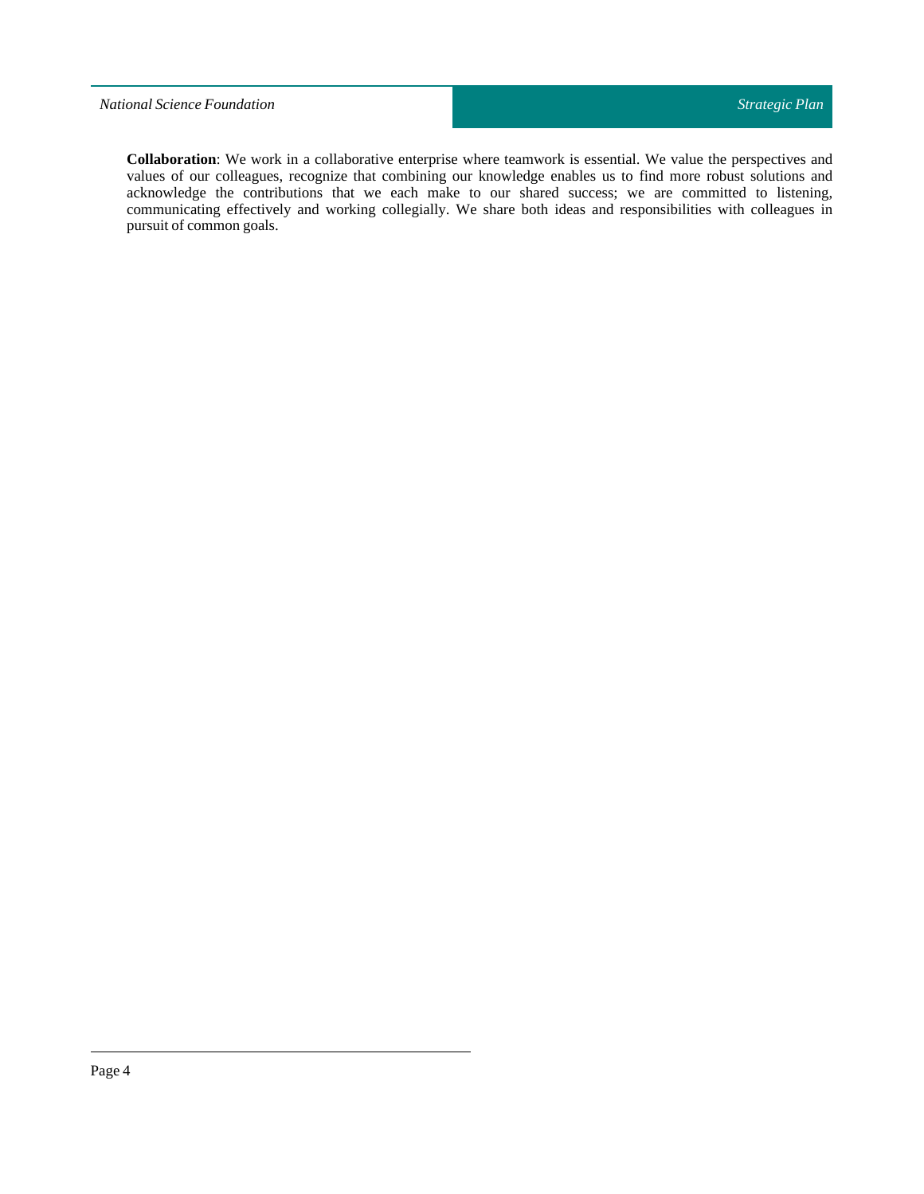**Collaboration**: We work in a collaborative enterprise where teamwork is essential. We value the perspectives and values of our colleagues, recognize that combining our knowledge enables us to find more robust solutions and acknowledge the contributions that we each make to our shared success; we are committed to listening, communicating effectively and working collegially. We share both ideas and responsibilities with colleagues in pursuit of common goals.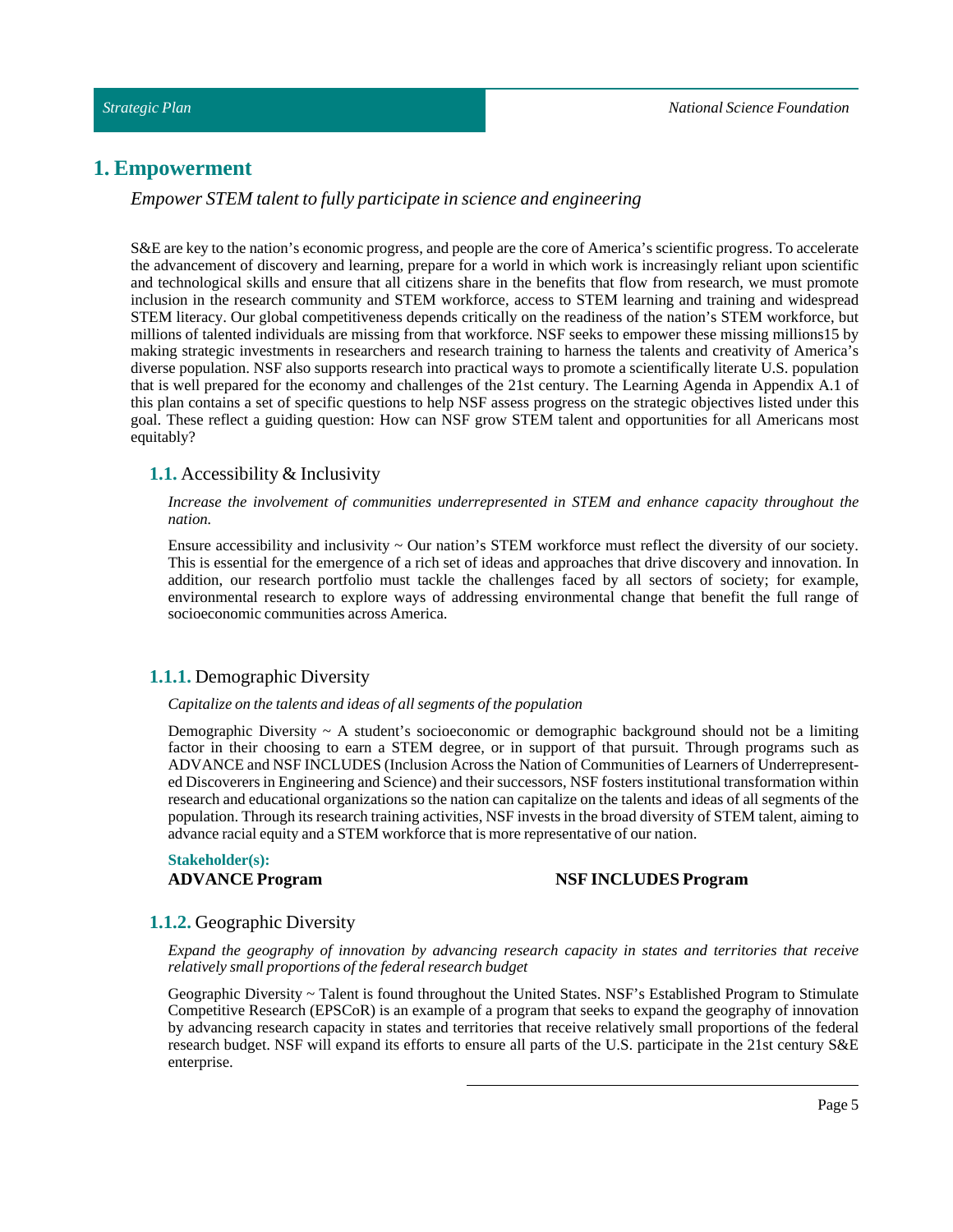# 1. Empowerment

*Empower STEM talent to fully participate in science and engineering*

S&E are key to the nation's economic progress, and people are the core of America's scientific progress. To accelerate the advancement of discovery and learning, prepare for a world in which work is increasingly reliant upon scientific and technological skills and ensure that all citizens share in the benefits that flow from research, we must promote inclusion in the research community and STEM workforce, access to STEM learning and training and widespread STEM literacy. Our global competitiveness depends critically on the readiness of the nation's STEM workforce, but millions of talented individuals are missing from that workforce. NSF seeks to empower these missing millions[15] by making strategic investments in researchers and research training to harness the talents and creativity of America's diverse population. NSF also supports research into practical ways to promote a scientifically literate U.S. population that is well prepared for the economy and challenges of the 21st century. The Learning Agenda in Appendix A.1 of this plan contains a set of specific questions to help NSF assess progress on the strategic objectives listed under this goal. These reflect a guiding question: How can NSF grow STEM talent and opportunities for all Americans most equitably?

## 1.1. Accessibility & Inclusivity

*Increase the involvement of communities underrepresented in STEM and enhance capacity throughout the nation.*

Ensure accessibility and inclusivity ~ Our nation's STEM workforce must reflect the diversity of our society. This is essential for the emergence of a rich set of ideas and approaches that drive discovery and innovation. In addition, our research portfolio must tackle the challenges faced by all sectors of society; for example, environmental research to explore ways of addressing environmental change that benefit the full range of socioeconomic communities across America.

### 1.1.1. Demographic Diversity

*Capitalize on the talents and ideas of all segments of the population*

Demographic Diversity ~ A student's socioeconomic or demographic background should not be a limiting factor in their choosing to earn a STEM degree, or in support of that pursuit. Through programs such as ADVANCE and NSF INCLUDES (Inclusion Across the Nation of Communities of Learners of Underrepresented Discoverers in Engineering and Science) and their successors, NSF fosters institutional transformation within research and educational organizations so the nation can capitalize on the talents and ideas of all segments of the population. Through its research training activities, NSF invests in the broad diversity of STEM talent, aiming to advance racial equity and a STEM workforce that is more representative of our nation.

**Stakeholder(s):**

**ADVANCE Program**

**NSF INCLUDES Program**

### 1.1.2. Geographic Diversity

*Expand the geography of innovation by advancing research capacity in states and territories that receive relatively small proportions of the federal research budget*

Geographic Diversity ~ Talent is found throughout the United States. NSF's Established Program to Stimulate Competitive Research (EPSCoR) is an example of a program that seeks to expand the geography of innovation by advancing research capacity in states and territories that receive relatively small proportions of the federal research budget. NSF will expand its efforts to ensure all parts of the U.S. participate in the 21st century S&E enterprise.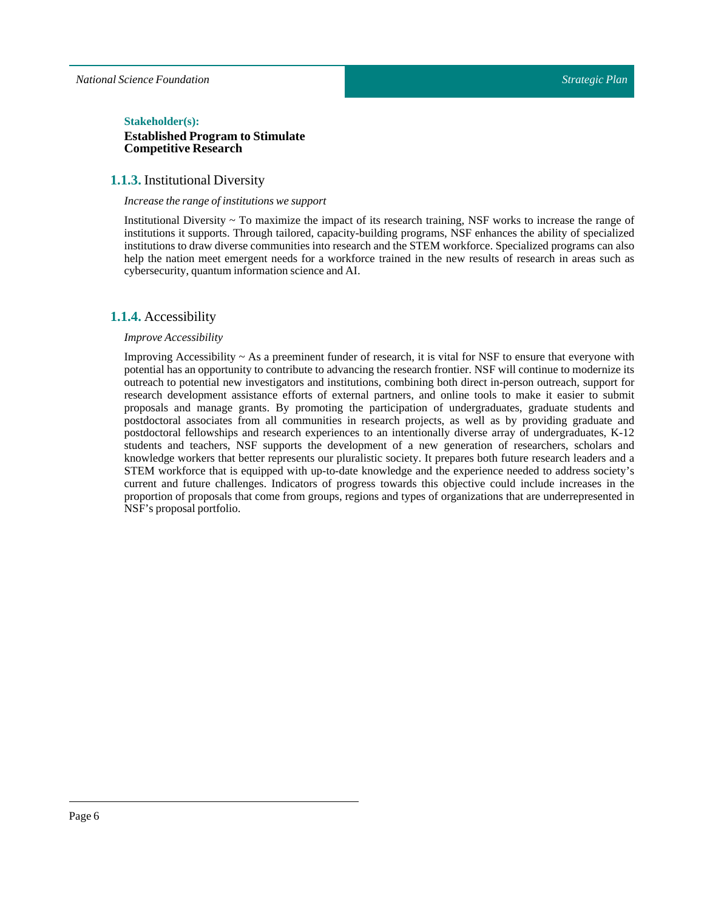**Stakeholder(s):**

**Established Program to Stimulate Competitive Research**

### 1.1.3. Institutional Diversity

*Increase the range of institutions we support*

Institutional Diversity ~ To maximize the impact of its research training, NSF works to increase the range of institutions it supports. Through tailored, capacity-building programs, NSF enhances the ability of specialized institutions to draw diverse communities into research and the STEM workforce. Specialized programs can also help the nation meet emergent needs for a workforce trained in the new results of research in areas such as cybersecurity, quantum information science and AI.

### 1.1.4. Accessibility

*Improve Accessibility*

Improving Accessibility ~ As a preeminent funder of research, it is vital for NSF to ensure that everyone with potential has an opportunity to contribute to advancing the research frontier. NSF will continue to modernize its outreach to potential new investigators and institutions, combining both direct in-person outreach, support for research development assistance efforts of external partners, and online tools to make it easier to submit proposals and manage grants. By promoting the participation of undergraduates, graduate students and postdoctoral associates from all communities in research projects, as well as by providing graduate and postdoctoral fellowships and research experiences to an intentionally diverse array of undergraduates, K-12 students and teachers, NSF supports the development of a new generation of researchers, scholars and knowledge workers that better represents our pluralistic society. It prepares both future research leaders and a STEM workforce that is equipped with up-to-date knowledge and the experience needed to address society's current and future challenges. Indicators of progress towards this objective could include increases in the proportion of proposals that come from groups, regions and types of organizations that are underrepresented in NSF's proposal portfolio.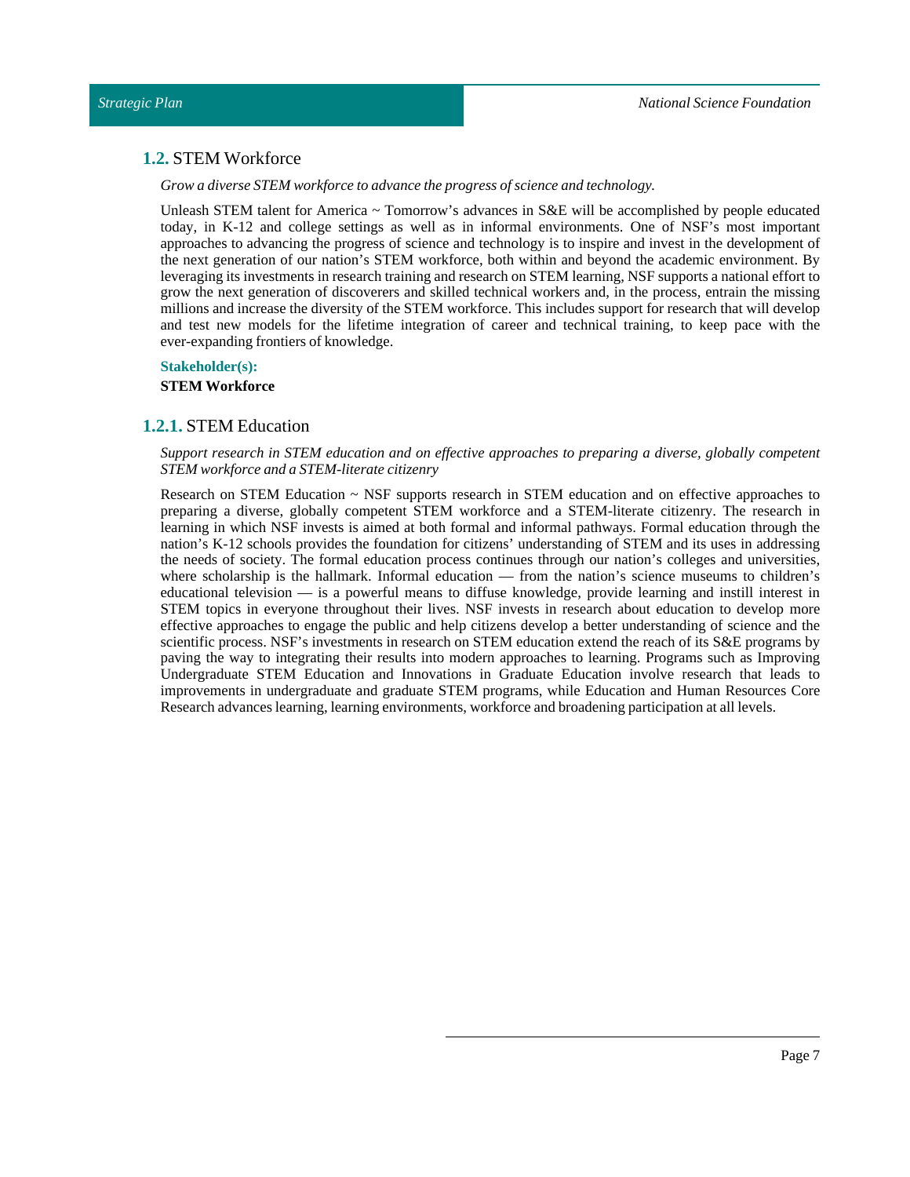## **1.2.** STEM Workforce

*Grow a diverse STEM workforce to advance the progress of science and technology.*

Unleash STEM talent for America ~ Tomorrow's advances in S&E will be accomplished by people educated today, in K-12 and college settings as well as in informal environments. One of NSF's most important approaches to advancing the progress of science and technology is to inspire and invest in the development of the next generation of our nation's STEM workforce, both within and beyond the academic environment. By leveraging its investments in research training and research on STEM learning, NSF supports a national effort to grow the next generation of discoverers and skilled technical workers and, in the process, entrain the missing millions and increase the diversity of the STEM workforce. This includes support for research that will develop and test new models for the lifetime integration of career and technical training, to keep pace with the ever-expanding frontiers of knowledge.

**Stakeholder(s):**

**STEM Workforce**

### **1.2.1.** STEM Education

*Support research in STEM education and on effective approaches to preparing a diverse, globally competent STEM workforce and a STEM-literate citizenry*

Research on STEM Education ~ NSF supports research in STEM education and on effective approaches to preparing a diverse, globally competent STEM workforce and a STEM-literate citizenry. The research in learning in which NSF invests is aimed at both formal and informal pathways. Formal education through the nation's K-12 schools provides the foundation for citizens' understanding of STEM and its uses in addressing the needs of society. The formal education process continues through our nation's colleges and universities, where scholarship is the hallmark. Informal education — from the nation's science museums to children's educational television — is a powerful means to diffuse knowledge, provide learning and instill interest in STEM topics in everyone throughout their lives. NSF invests in research about education to develop more effective approaches to engage the public and help citizens develop a better understanding of science and the scientific process. NSF's investments in research on STEM education extend the reach of its S&E programs by paving the way to integrating their results into modern approaches to learning. Programs such as Improving Undergraduate STEM Education and Innovations in Graduate Education involve research that leads to improvements in undergraduate and graduate STEM programs, while Education and Human Resources Core Research advances learning, learning environments, workforce and broadening participation at all levels.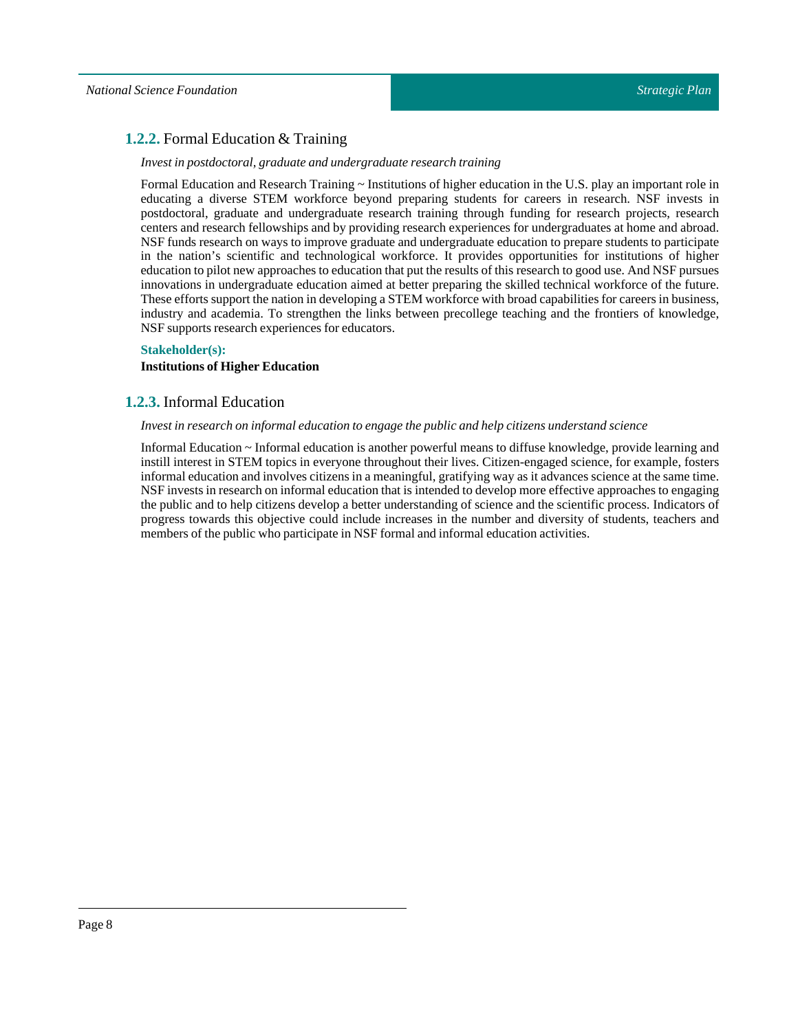### 1.2.2. Formal Education & Training

*Invest in postdoctoral, graduate and undergraduate research training*

Formal Education and Research Training ~ Institutions of higher education in the U.S. play an important role in educating a diverse STEM workforce beyond preparing students for careers in research. NSF invests in postdoctoral, graduate and undergraduate research training through funding for research projects, research centers and research fellowships and by providing research experiences for undergraduates at home and abroad. NSF funds research on ways to improve graduate and undergraduate education to prepare students to participate in the nation's scientific and technological workforce. It provides opportunities for institutions of higher education to pilot new approaches to education that put the results of this research to good use. And NSF pursues innovations in undergraduate education aimed at better preparing the skilled technical workforce of the future. These efforts support the nation in developing a STEM workforce with broad capabilities for careers in business, industry and academia. To strengthen the links between precollege teaching and the frontiers of knowledge, NSF supports research experiences for educators.

**Stakeholder(s):**

**Institutions of Higher Education**

### 1.2.3. Informal Education

*Invest in research on informal education to engage the public and help citizens understand science*

Informal Education ~ Informal education is another powerful means to diffuse knowledge, provide learning and instill interest in STEM topics in everyone throughout their lives. Citizen-engaged science, for example, fosters informal education and involves citizens in a meaningful, gratifying way as it advances science at the same time. NSF invests in research on informal education that is intended to develop more effective approaches to engaging the public and to help citizens develop a better understanding of science and the scientific process. Indicators of progress towards this objective could include increases in the number and diversity of students, teachers and members of the public who participate in NSF formal and informal education activities.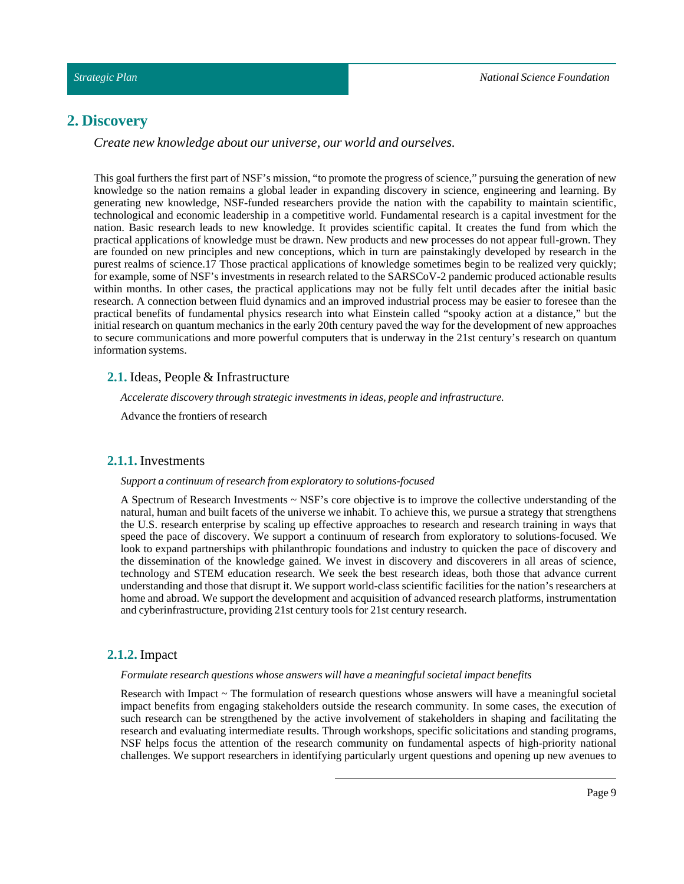# 2. Discovery

*Create new knowledge about our universe, our world and ourselves.*

This goal furthers the first part of NSF's mission, "to promote the progress of science," pursuing the generation of new knowledge so the nation remains a global leader in expanding discovery in science, engineering and learning. By generating new knowledge, NSF-funded researchers provide the nation with the capability to maintain scientific, technological and economic leadership in a competitive world. Fundamental research is a capital investment for the nation. Basic research leads to new knowledge. It provides scientific capital. It creates the fund from which the practical applications of knowledge must be drawn. New products and new processes do not appear full-grown. They are founded on new principles and new conceptions, which in turn are painstakingly developed by research in the purest realms of science.17 Those practical applications of knowledge sometimes begin to be realized very quickly; for example, some of NSF's investments in research related to the SARSCoV-2 pandemic produced actionable results within months. In other cases, the practical applications may not be fully felt until decades after the initial basic research. A connection between fluid dynamics and an improved industrial process may be easier to foresee than the practical benefits of fundamental physics research into what Einstein called "spooky action at a distance," but the initial research on quantum mechanics in the early 20th century paved the way for the development of new approaches to secure communications and more powerful computers that is underway in the 21st century's research on quantum information systems.

## 2.1. Ideas, People & Infrastructure

*Accelerate discovery through strategic investments in ideas, people and infrastructure.*

Advance the frontiers of research

### 2.1.1. Investments

*Support a continuum of research from exploratory to solutions-focused*

A Spectrum of Research Investments ~ NSF's core objective is to improve the collective understanding of the natural, human and built facets of the universe we inhabit. To achieve this, we pursue a strategy that strengthens the U.S. research enterprise by scaling up effective approaches to research and research training in ways that speed the pace of discovery. We support a continuum of research from exploratory to solutions-focused. We look to expand partnerships with philanthropic foundations and industry to quicken the pace of discovery and the dissemination of the knowledge gained. We invest in discovery and discoverers in all areas of science, technology and STEM education research. We seek the best research ideas, both those that advance current understanding and those that disrupt it. We support world-class scientific facilities for the nation's researchers at home and abroad. We support the development and acquisition of advanced research platforms, instrumentation and cyberinfrastructure, providing 21st century tools for 21st century research.

### 2.1.2. Impact

*Formulate research questions whose answers will have a meaningful societal impact benefits*

Research with Impact ~ The formulation of research questions whose answers will have a meaningful societal impact benefits from engaging stakeholders outside the research community. In some cases, the execution of such research can be strengthened by the active involvement of stakeholders in shaping and facilitating the research and evaluating intermediate results. Through workshops, specific solicitations and standing programs, NSF helps focus the attention of the research community on fundamental aspects of high-priority national challenges. We support researchers in identifying particularly urgent questions and opening up new avenues to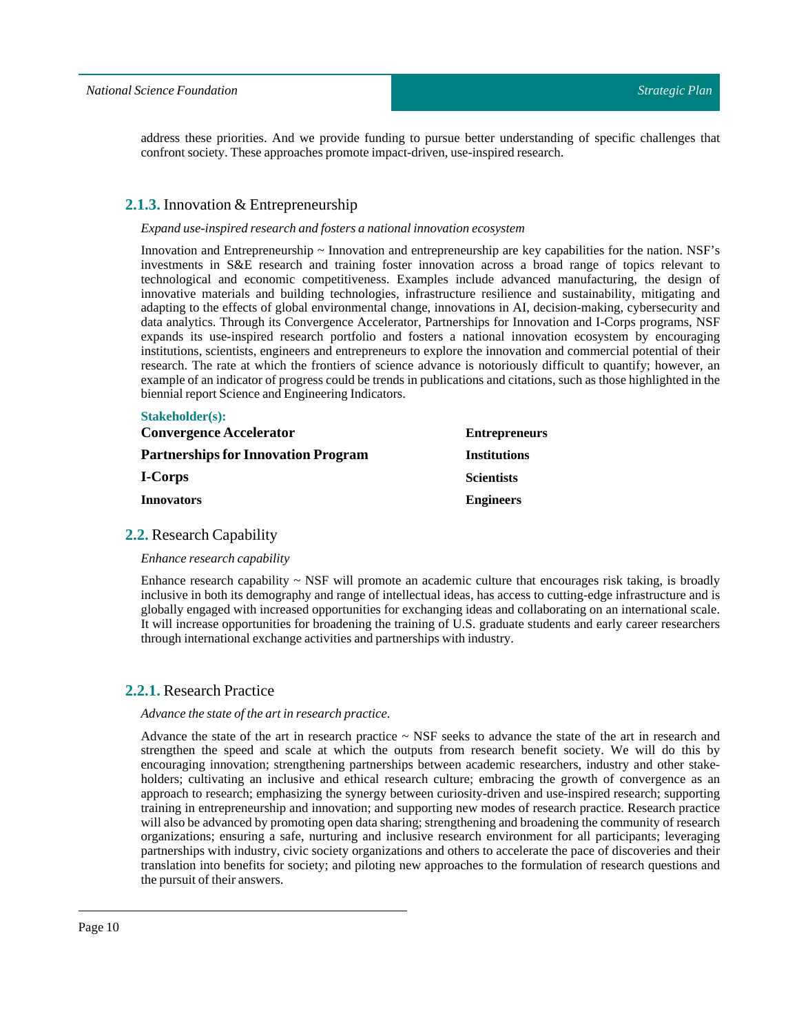address these priorities. And we provide funding to pursue better understanding of specific challenges that confront society. These approaches promote impact-driven, use-inspired research.

### 2.1.3. Innovation & Entrepreneurship

*Expand use-inspired research and fosters a national innovation ecosystem*

Innovation and Entrepreneurship ~ Innovation and entrepreneurship are key capabilities for the nation. NSF's investments in S&E research and training foster innovation across a broad range of topics relevant to technological and economic competitiveness. Examples include advanced manufacturing, the design of innovative materials and building technologies, infrastructure resilience and sustainability, mitigating and adapting to the effects of global environmental change, innovations in AI, decision-making, cybersecurity and data analytics. Through its Convergence Accelerator, Partnerships for Innovation and I-Corps programs, NSF expands its use-inspired research portfolio and fosters a national innovation ecosystem by encouraging institutions, scientists, engineers and entrepreneurs to explore the innovation and commercial potential of their research. The rate at which the frontiers of science advance is notoriously difficult to quantify; however, an example of an indicator of progress could be trends in publications and citations, such as those highlighted in the biennial report Science and Engineering Indicators.

**Stakeholder(s):**

**Convergence Accelerator**

**Partnerships for Innovation Program**

**I-Corps**

**Innovators**

**Entrepreneurs**

**Institutions**

**Scientists**

**Engineers**

## 2.2. Research Capability

*Enhance research capability*

Enhance research capability ~ NSF will promote an academic culture that encourages risk taking, is broadly inclusive in both its demography and range of intellectual ideas, has access to cutting-edge infrastructure and is globally engaged with increased opportunities for exchanging ideas and collaborating on an international scale. It will increase opportunities for broadening the training of U.S. graduate students and early career researchers through international exchange activities and partnerships with industry.

### 2.2.1. Research Practice

*Advance the state of the art in research practice.*

Advance the state of the art in research practice ~ NSF seeks to advance the state of the art in research and strengthen the speed and scale at which the outputs from research benefit society. We will do this by encouraging innovation; strengthening partnerships between academic researchers, industry and other stakeholders; cultivating an inclusive and ethical research culture; embracing the growth of convergence as an approach to research; emphasizing the synergy between curiosity-driven and use-inspired research; supporting training in entrepreneurship and innovation; and supporting new modes of research practice. Research practice will also be advanced by promoting open data sharing; strengthening and broadening the community of research organizations; ensuring a safe, nurturing and inclusive research environment for all participants; leveraging partnerships with industry, civic society organizations and others to accelerate the pace of discoveries and their translation into benefits for society; and piloting new approaches to the formulation of research questions and the pursuit of their answers.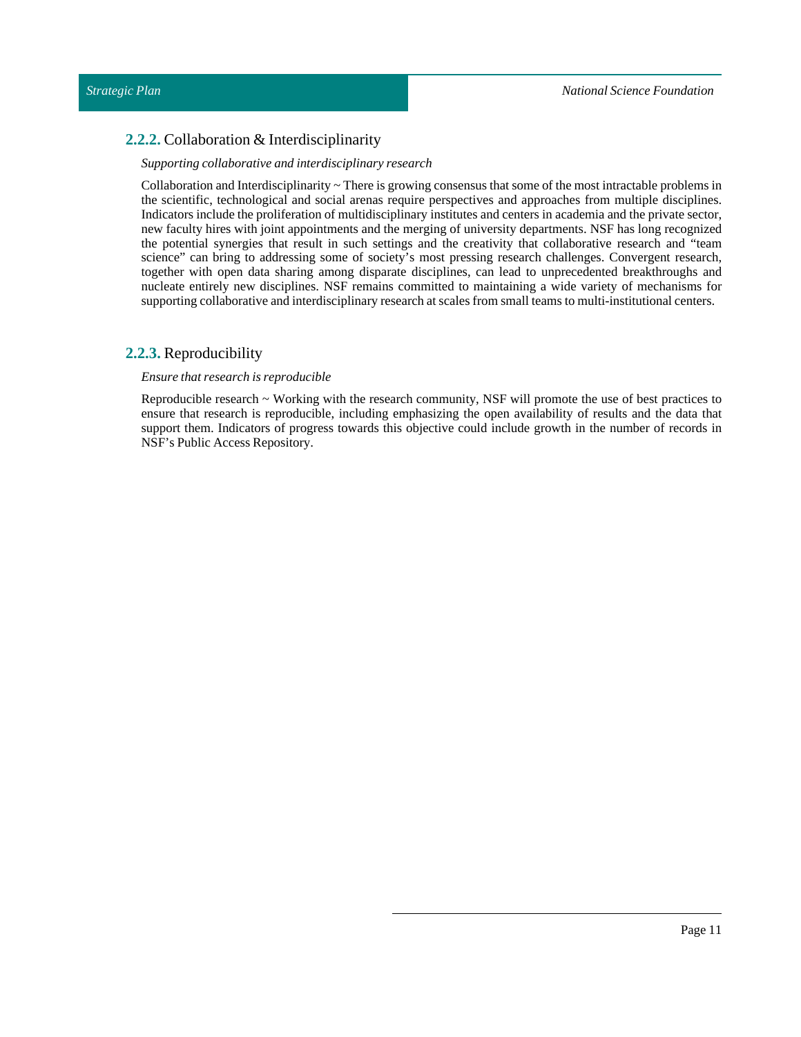### 2.2.2. Collaboration & Interdisciplinarity

*Supporting collaborative and interdisciplinary research*

Collaboration and Interdisciplinarity ~ There is growing consensus that some of the most intractable problems in the scientific, technological and social arenas require perspectives and approaches from multiple disciplines. Indicators include the proliferation of multidisciplinary institutes and centers in academia and the private sector, new faculty hires with joint appointments and the merging of university departments. NSF has long recognized the potential synergies that result in such settings and the creativity that collaborative research and "team science" can bring to addressing some of society's most pressing research challenges. Convergent research, together with open data sharing among disparate disciplines, can lead to unprecedented breakthroughs and nucleate entirely new disciplines. NSF remains committed to maintaining a wide variety of mechanisms for supporting collaborative and interdisciplinary research at scales from small teams to multi-institutional centers.

### 2.2.3. Reproducibility

*Ensure that research is reproducible*

Reproducible research ~ Working with the research community, NSF will promote the use of best practices to ensure that research is reproducible, including emphasizing the open availability of results and the data that support them. Indicators of progress towards this objective could include growth in the number of records in NSF's Public Access Repository.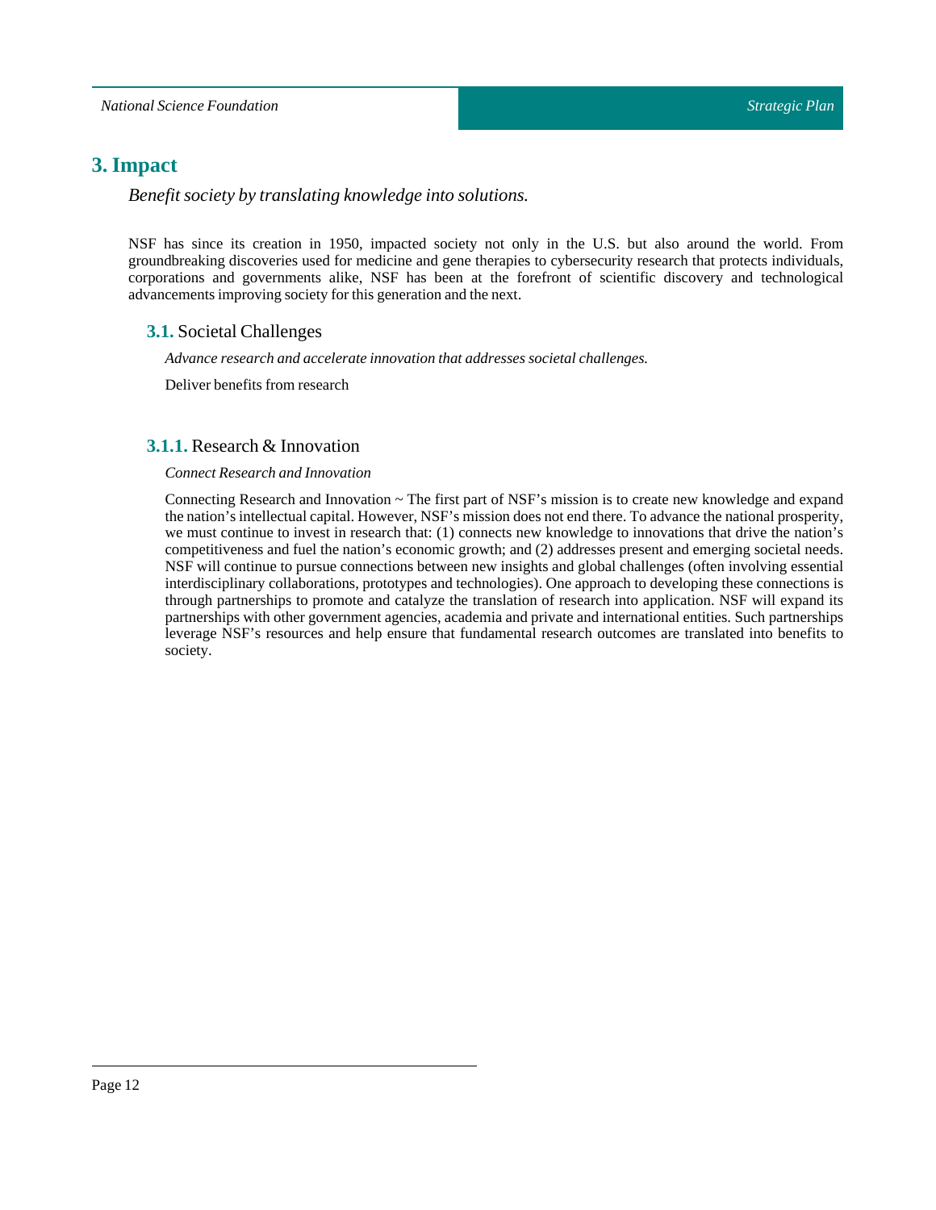# 3. Impact

*Benefit society by translating knowledge into solutions.*

NSF has since its creation in 1950, impacted society not only in the U.S. but also around the world. From groundbreaking discoveries used for medicine and gene therapies to cybersecurity research that protects individuals, corporations and governments alike, NSF has been at the forefront of scientific discovery and technological advancements improving society for this generation and the next.

## 3.1. Societal Challenges

*Advance research and accelerate innovation that addresses societal challenges.*

Deliver benefits from research

### 3.1.1. Research & Innovation

*Connect Research and Innovation*

Connecting Research and Innovation ~ The first part of NSF's mission is to create new knowledge and expand the nation's intellectual capital. However, NSF's mission does not end there. To advance the national prosperity, we must continue to invest in research that: (1) connects new knowledge to innovations that drive the nation's competitiveness and fuel the nation's economic growth; and (2) addresses present and emerging societal needs. NSF will continue to pursue connections between new insights and global challenges (often involving essential interdisciplinary collaborations, prototypes and technologies). One approach to developing these connections is through partnerships to promote and catalyze the translation of research into application. NSF will expand its partnerships with other government agencies, academia and private and international entities. Such partnerships leverage NSF's resources and help ensure that fundamental research outcomes are translated into benefits to society.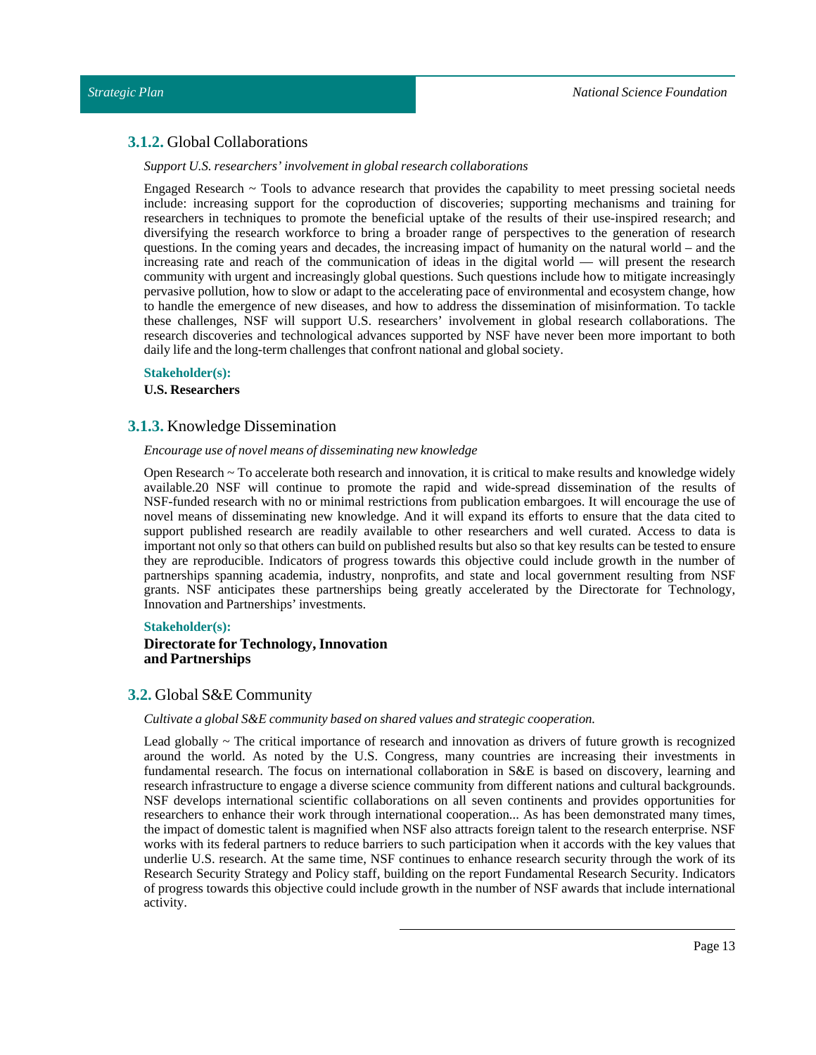### **3.1.2.** Global Collaborations

*Support U.S. researchers' involvement in global research collaborations*

Engaged Research ~ Tools to advance research that provides the capability to meet pressing societal needs include: increasing support for the coproduction of discoveries; supporting mechanisms and training for researchers in techniques to promote the beneficial uptake of the results of their use-inspired research; and diversifying the research workforce to bring a broader range of perspectives to the generation of research questions. In the coming years and decades, the increasing impact of humanity on the natural world – and the increasing rate and reach of the communication of ideas in the digital world — will present the research community with urgent and increasingly global questions. Such questions include how to mitigate increasingly pervasive pollution, how to slow or adapt to the accelerating pace of environmental and ecosystem change, how to handle the emergence of new diseases, and how to address the dissemination of misinformation. To tackle these challenges, NSF will support U.S. researchers' involvement in global research collaborations. The research discoveries and technological advances supported by NSF have never been more important to both daily life and the long-term challenges that confront national and global society.

**Stakeholder(s):**

**U.S. Researchers**

### **3.1.3.** Knowledge Dissemination

*Encourage use of novel means of disseminating new knowledge*

Open Research ~ To accelerate both research and innovation, it is critical to make results and knowledge widely available.20 NSF will continue to promote the rapid and wide-spread dissemination of the results of NSF-funded research with no or minimal restrictions from publication embargoes. It will encourage the use of novel means of disseminating new knowledge. And it will expand its efforts to ensure that the data cited to support published research are readily available to other researchers and well curated. Access to data is important not only so that others can build on published results but also so that key results can be tested to ensure they are reproducible. Indicators of progress towards this objective could include growth in the number of partnerships spanning academia, industry, nonprofits, and state and local government resulting from NSF grants. NSF anticipates these partnerships being greatly accelerated by the Directorate for Technology, Innovation and Partnerships' investments.

**Stakeholder(s):**

**Directorate for Technology, Innovation and Partnerships**

## **3.2.** Global S&E Community

*Cultivate a global S&E community based on shared values and strategic cooperation.*

Lead globally ~ The critical importance of research and innovation as drivers of future growth is recognized around the world. As noted by the U.S. Congress, many countries are increasing their investments in fundamental research. The focus on international collaboration in S&E is based on discovery, learning and research infrastructure to engage a diverse science community from different nations and cultural backgrounds. NSF develops international scientific collaborations on all seven continents and provides opportunities for researchers to enhance their work through international cooperation... As has been demonstrated many times, the impact of domestic talent is magnified when NSF also attracts foreign talent to the research enterprise. NSF works with its federal partners to reduce barriers to such participation when it accords with the key values that underlie U.S. research. At the same time, NSF continues to enhance research security through the work of its Research Security Strategy and Policy staff, building on the report Fundamental Research Security. Indicators of progress towards this objective could include growth in the number of NSF awards that include international activity.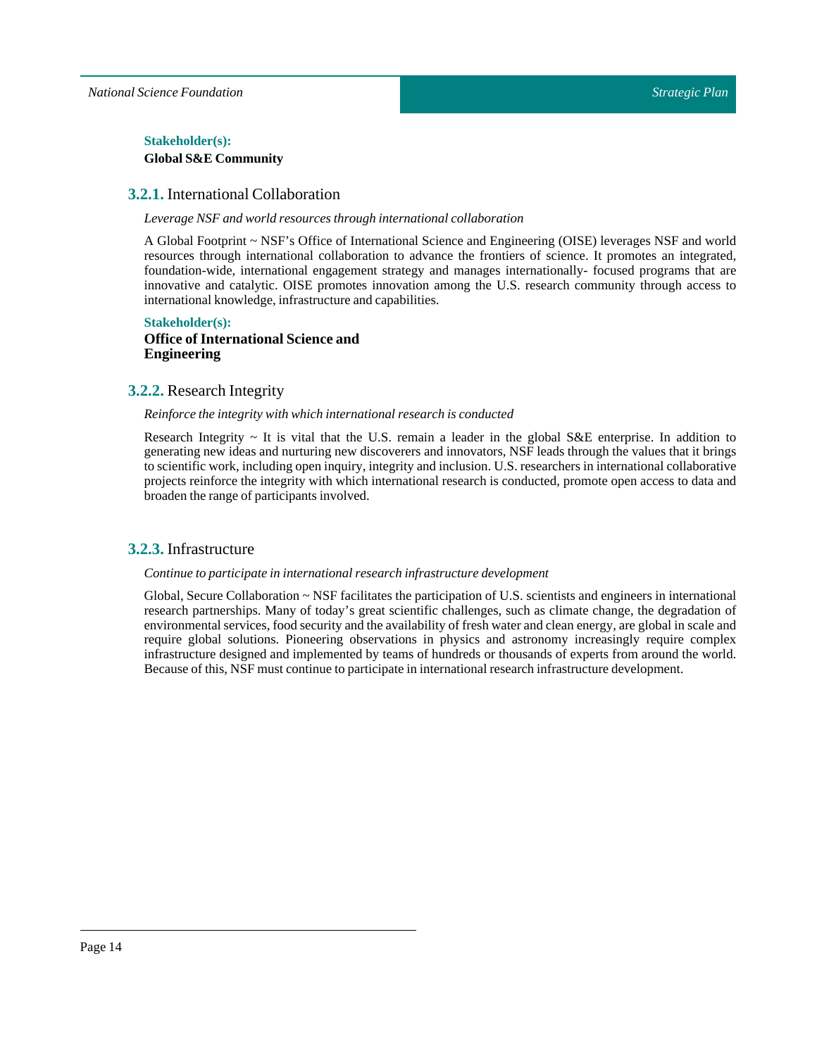**Stakeholder(s):**

**Global S&E Community**

### 3.2.1. International Collaboration

*Leverage NSF and world resources through international collaboration*

A Global Footprint ~ NSF's Office of International Science and Engineering (OISE) leverages NSF and world resources through international collaboration to advance the frontiers of science. It promotes an integrated, foundation-wide, international engagement strategy and manages internationally- focused programs that are innovative and catalytic. OISE promotes innovation among the U.S. research community through access to international knowledge, infrastructure and capabilities.

**Stakeholder(s):**

**Office of International Science and Engineering**

### 3.2.2. Research Integrity

*Reinforce the integrity with which international research is conducted*

Research Integrity ~ It is vital that the U.S. remain a leader in the global S&E enterprise. In addition to generating new ideas and nurturing new discoverers and innovators, NSF leads through the values that it brings to scientific work, including open inquiry, integrity and inclusion. U.S. researchers in international collaborative projects reinforce the integrity with which international research is conducted, promote open access to data and broaden the range of participants involved.

### 3.2.3. Infrastructure

*Continue to participate in international research infrastructure development*

Global, Secure Collaboration ~ NSF facilitates the participation of U.S. scientists and engineers in international research partnerships. Many of today's great scientific challenges, such as climate change, the degradation of environmental services, food security and the availability of fresh water and clean energy, are global in scale and require global solutions. Pioneering observations in physics and astronomy increasingly require complex infrastructure designed and implemented by teams of hundreds or thousands of experts from around the world. Because of this, NSF must continue to participate in international research infrastructure development.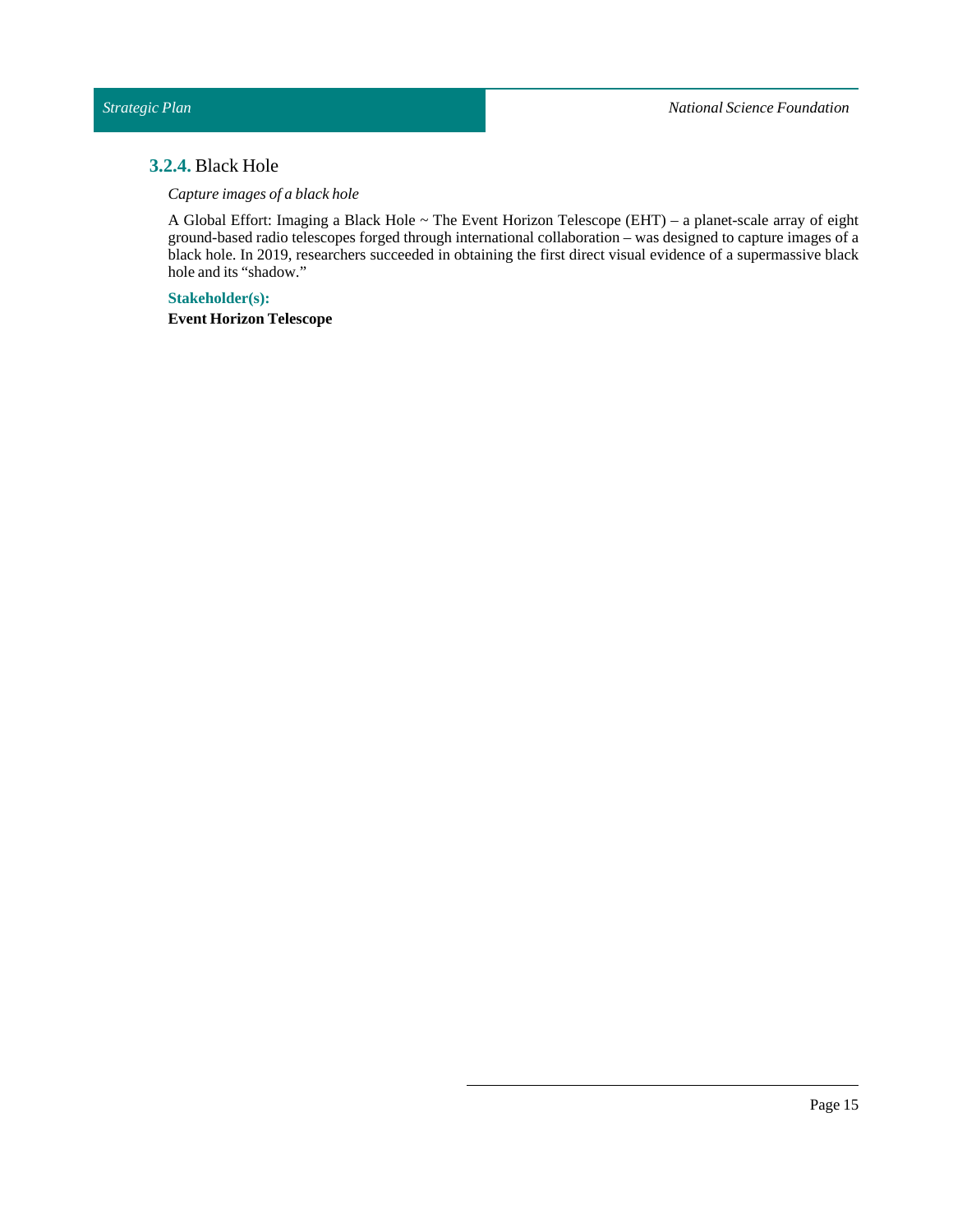### 3.2.4. Black Hole

*Capture images of a black hole*

A Global Effort: Imaging a Black Hole ~ The Event Horizon Telescope (EHT) – a planet-scale array of eight ground-based radio telescopes forged through international collaboration – was designed to capture images of a black hole. In 2019, researchers succeeded in obtaining the first direct visual evidence of a supermassive black hole and its "shadow."

**Stakeholder(s):**

**Event Horizon Telescope**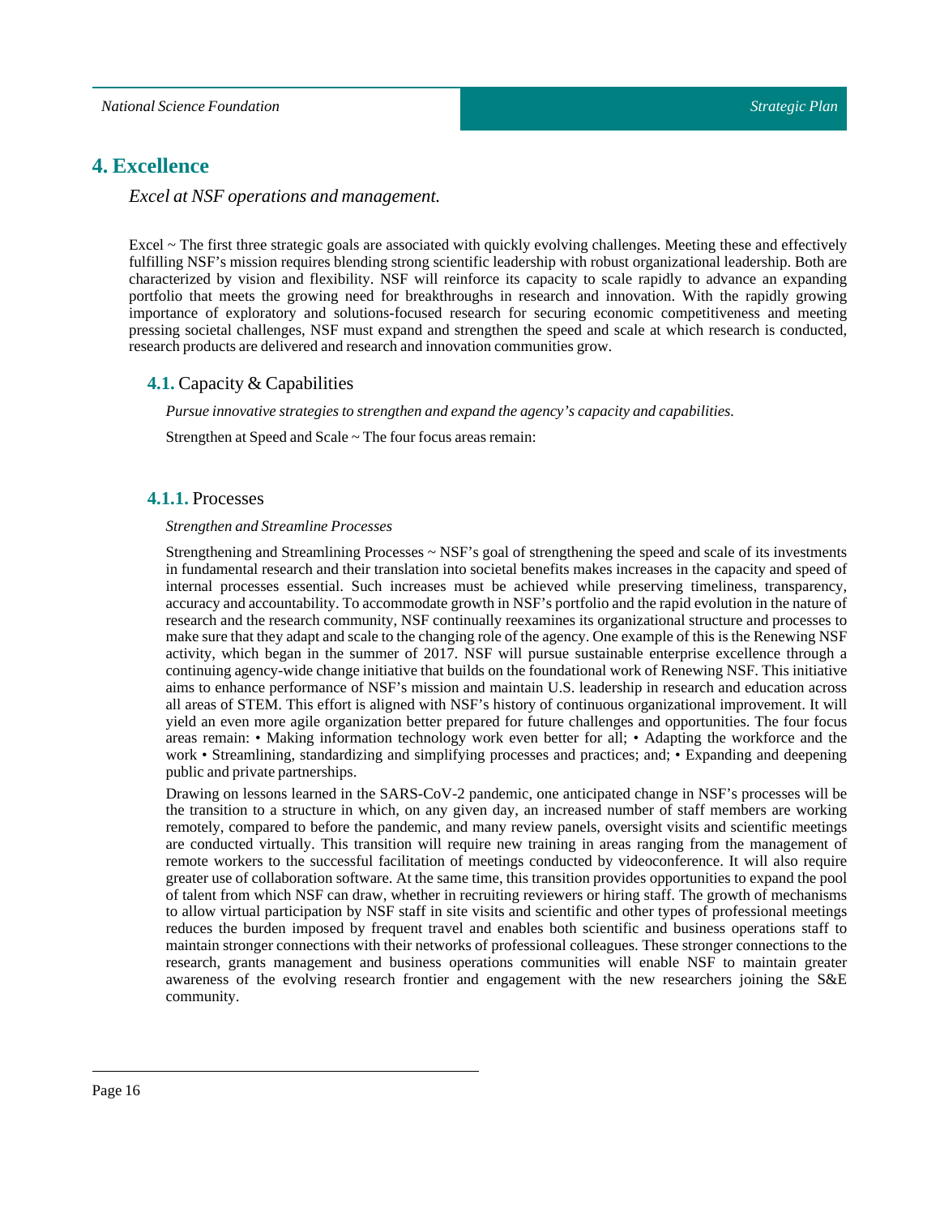# 4. Excellence

*Excel at NSF operations and management.*

Excel ~ The first three strategic goals are associated with quickly evolving challenges. Meeting these and effectively fulfilling NSF's mission requires blending strong scientific leadership with robust organizational leadership. Both are characterized by vision and flexibility. NSF will reinforce its capacity to scale rapidly to advance an expanding portfolio that meets the growing need for breakthroughs in research and innovation. With the rapidly growing importance of exploratory and solutions-focused research for securing economic competitiveness and meeting pressing societal challenges, NSF must expand and strengthen the speed and scale at which research is conducted, research products are delivered and research and innovation communities grow.

## 4.1. Capacity & Capabilities

*Pursue innovative strategies to strengthen and expand the agency's capacity and capabilities.*

Strengthen at Speed and Scale ~ The four focus areas remain:

### 4.1.1. Processes

*Strengthen and Streamline Processes*

Strengthening and Streamlining Processes ~ NSF's goal of strengthening the speed and scale of its investments in fundamental research and their translation into societal benefits makes increases in the capacity and speed of internal processes essential. Such increases must be achieved while preserving timeliness, transparency, accuracy and accountability. To accommodate growth in NSF's portfolio and the rapid evolution in the nature of research and the research community, NSF continually reexamines its organizational structure and processes to make sure that they adapt and scale to the changing role of the agency. One example of this is the Renewing NSF activity, which began in the summer of 2017. NSF will pursue sustainable enterprise excellence through a continuing agency-wide change initiative that builds on the foundational work of Renewing NSF. This initiative aims to enhance performance of NSF's mission and maintain U.S. leadership in research and education across all areas of STEM. This effort is aligned with NSF's history of continuous organizational improvement. It will yield an even more agile organization better prepared for future challenges and opportunities. The four focus areas remain: • Making information technology work even better for all; • Adapting the workforce and the work • Streamlining, standardizing and simplifying processes and practices; and; • Expanding and deepening public and private partnerships.

Drawing on lessons learned in the SARS-CoV-2 pandemic, one anticipated change in NSF's processes will be the transition to a structure in which, on any given day, an increased number of staff members are working remotely, compared to before the pandemic, and many review panels, oversight visits and scientific meetings are conducted virtually. This transition will require new training in areas ranging from the management of remote workers to the successful facilitation of meetings conducted by videoconference. It will also require greater use of collaboration software. At the same time, this transition provides opportunities to expand the pool of talent from which NSF can draw, whether in recruiting reviewers or hiring staff. The growth of mechanisms to allow virtual participation by NSF staff in site visits and scientific and other types of professional meetings reduces the burden imposed by frequent travel and enables both scientific and business operations staff to maintain stronger connections with their networks of professional colleagues. These stronger connections to the research, grants management and business operations communities will enable NSF to maintain greater awareness of the evolving research frontier and engagement with the new researchers joining the S&E community.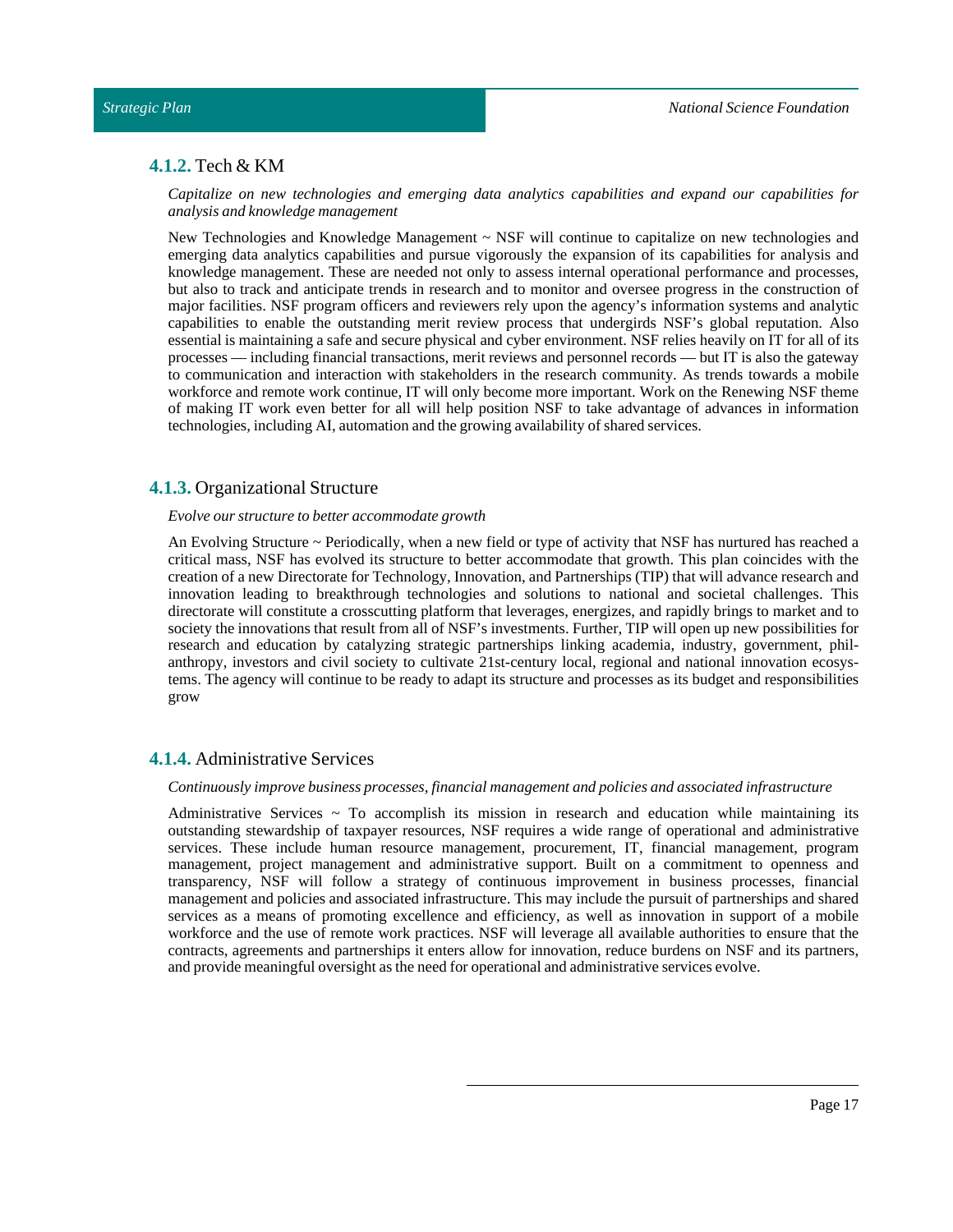### 4.1.2. Tech & KM

*Capitalize on new technologies and emerging data analytics capabilities and expand our capabilities for analysis and knowledge management*

New Technologies and Knowledge Management ~ NSF will continue to capitalize on new technologies and emerging data analytics capabilities and pursue vigorously the expansion of its capabilities for analysis and knowledge management. These are needed not only to assess internal operational performance and processes, but also to track and anticipate trends in research and to monitor and oversee progress in the construction of major facilities. NSF program officers and reviewers rely upon the agency's information systems and analytic capabilities to enable the outstanding merit review process that undergirds NSF's global reputation. Also essential is maintaining a safe and secure physical and cyber environment. NSF relies heavily on IT for all of its processes — including financial transactions, merit reviews and personnel records — but IT is also the gateway to communication and interaction with stakeholders in the research community. As trends towards a mobile workforce and remote work continue, IT will only become more important. Work on the Renewing NSF theme of making IT work even better for all will help position NSF to take advantage of advances in information technologies, including AI, automation and the growing availability of shared services.

### 4.1.3. Organizational Structure

*Evolve our structure to better accommodate growth*

An Evolving Structure ~ Periodically, when a new field or type of activity that NSF has nurtured has reached a critical mass, NSF has evolved its structure to better accommodate that growth. This plan coincides with the creation of a new Directorate for Technology, Innovation, and Partnerships (TIP) that will advance research and innovation leading to breakthrough technologies and solutions to national and societal challenges. This directorate will constitute a crosscutting platform that leverages, energizes, and rapidly brings to market and to society the innovations that result from all of NSF's investments. Further, TIP will open up new possibilities for research and education by catalyzing strategic partnerships linking academia, industry, government, philanthropy, investors and civil society to cultivate 21st-century local, regional and national innovation ecosystems. The agency will continue to be ready to adapt its structure and processes as its budget and responsibilities grow

### 4.1.4. Administrative Services

*Continuously improve business processes, financial management and policies and associated infrastructure*

Administrative Services ~ To accomplish its mission in research and education while maintaining its outstanding stewardship of taxpayer resources, NSF requires a wide range of operational and administrative services. These include human resource management, procurement, IT, financial management, program management, project management and administrative support. Built on a commitment to openness and transparency, NSF will follow a strategy of continuous improvement in business processes, financial management and policies and associated infrastructure. This may include the pursuit of partnerships and shared services as a means of promoting excellence and efficiency, as well as innovation in support of a mobile workforce and the use of remote work practices. NSF will leverage all available authorities to ensure that the contracts, agreements and partnerships it enters allow for innovation, reduce burdens on NSF and its partners, and provide meaningful oversight as the need for operational and administrative services evolve.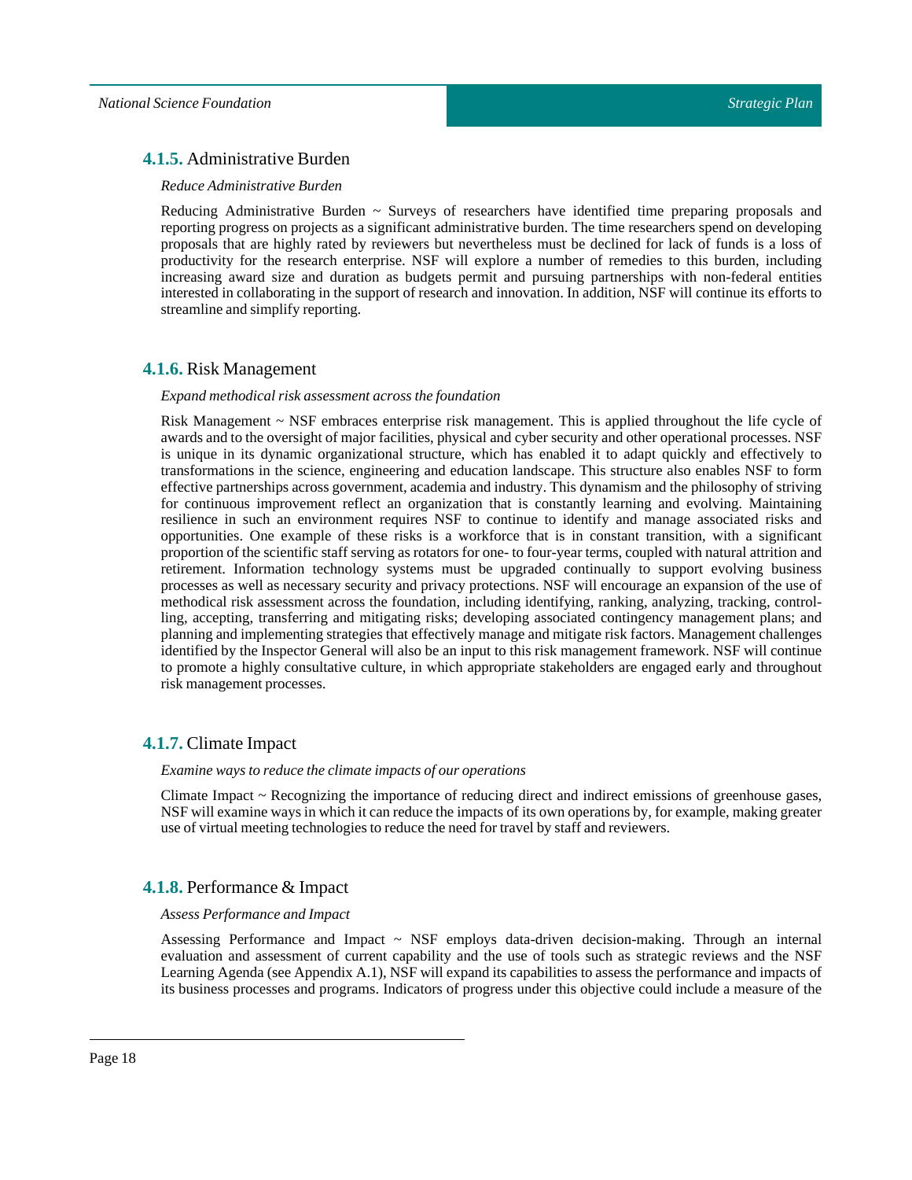### **4.1.5.** Administrative Burden

*Reduce Administrative Burden*

Reducing Administrative Burden ~ Surveys of researchers have identified time preparing proposals and reporting progress on projects as a significant administrative burden. The time researchers spend on developing proposals that are highly rated by reviewers but nevertheless must be declined for lack of funds is a loss of productivity for the research enterprise. NSF will explore a number of remedies to this burden, including increasing award size and duration as budgets permit and pursuing partnerships with non-federal entities interested in collaborating in the support of research and innovation. In addition, NSF will continue its efforts to streamline and simplify reporting.

### **4.1.6.** Risk Management

*Expand methodical risk assessment across the foundation*

Risk Management ~ NSF embraces enterprise risk management. This is applied throughout the life cycle of awards and to the oversight of major facilities, physical and cyber security and other operational processes. NSF is unique in its dynamic organizational structure, which has enabled it to adapt quickly and effectively to transformations in the science, engineering and education landscape. This structure also enables NSF to form effective partnerships across government, academia and industry. This dynamism and the philosophy of striving for continuous improvement reflect an organization that is constantly learning and evolving. Maintaining resilience in such an environment requires NSF to continue to identify and manage associated risks and opportunities. One example of these risks is a workforce that is in constant transition, with a significant proportion of the scientific staff serving as rotators for one- to four-year terms, coupled with natural attrition and retirement. Information technology systems must be upgraded continually to support evolving business processes as well as necessary security and privacy protections. NSF will encourage an expansion of the use of methodical risk assessment across the foundation, including identifying, ranking, analyzing, tracking, controlling, accepting, transferring and mitigating risks; developing associated contingency management plans; and planning and implementing strategies that effectively manage and mitigate risk factors. Management challenges identified by the Inspector General will also be an input to this risk management framework. NSF will continue to promote a highly consultative culture, in which appropriate stakeholders are engaged early and throughout risk management processes.

### **4.1.7.** Climate Impact

*Examine ways to reduce the climate impacts of our operations*

Climate Impact ~ Recognizing the importance of reducing direct and indirect emissions of greenhouse gases, NSF will examine ways in which it can reduce the impacts of its own operations by, for example, making greater use of virtual meeting technologies to reduce the need for travel by staff and reviewers.

### **4.1.8.** Performance & Impact

*Assess Performance and Impact*

Assessing Performance and Impact ~ NSF employs data-driven decision-making. Through an internal evaluation and assessment of current capability and the use of tools such as strategic reviews and the NSF Learning Agenda (see Appendix A.1), NSF will expand its capabilities to assess the performance and impacts of its business processes and programs. Indicators of progress under this objective could include a measure of the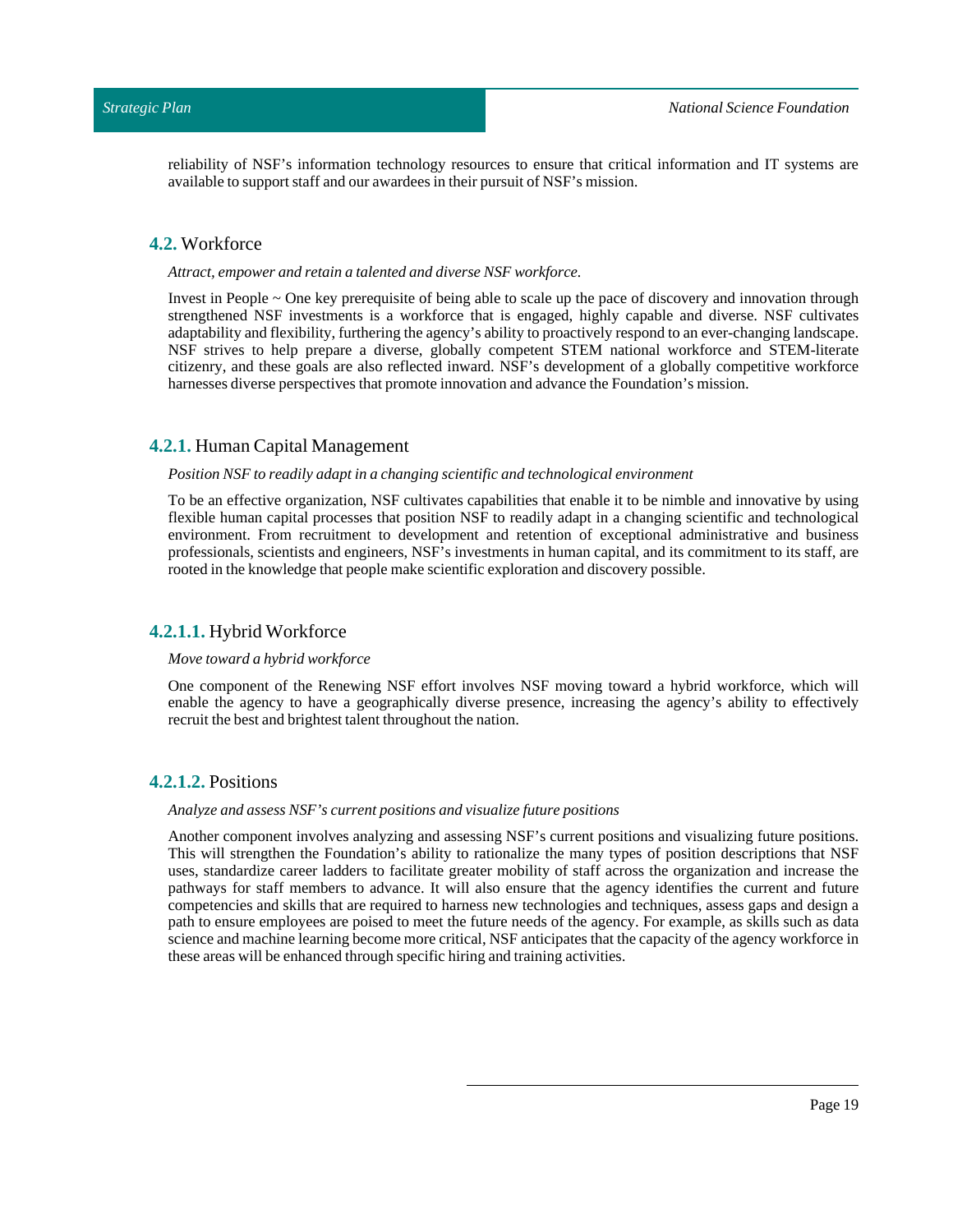reliability of NSF's information technology resources to ensure that critical information and IT systems are available to support staff and our awardees in their pursuit of NSF's mission.

## **4.2.** Workforce

*Attract, empower and retain a talented and diverse NSF workforce.*

Invest in People ~ One key prerequisite of being able to scale up the pace of discovery and innovation through strengthened NSF investments is a workforce that is engaged, highly capable and diverse. NSF cultivates adaptability and flexibility, furthering the agency's ability to proactively respond to an ever-changing landscape. NSF strives to help prepare a diverse, globally competent STEM national workforce and STEM-literate citizenry, and these goals are also reflected inward. NSF's development of a globally competitive workforce harnesses diverse perspectives that promote innovation and advance the Foundation's mission.

### **4.2.1.** Human Capital Management

*Position NSF to readily adapt in a changing scientific and technological environment*

To be an effective organization, NSF cultivates capabilities that enable it to be nimble and innovative by using flexible human capital processes that position NSF to readily adapt in a changing scientific and technological environment. From recruitment to development and retention of exceptional administrative and business professionals, scientists and engineers, NSF's investments in human capital, and its commitment to its staff, are rooted in the knowledge that people make scientific exploration and discovery possible.

#### **4.2.1.1.** Hybrid Workforce

*Move toward a hybrid workforce*

One component of the Renewing NSF effort involves NSF moving toward a hybrid workforce, which will enable the agency to have a geographically diverse presence, increasing the agency's ability to effectively recruit the best and brightest talent throughout the nation.

#### **4.2.1.2.** Positions

*Analyze and assess NSF's current positions and visualize future positions*

Another component involves analyzing and assessing NSF's current positions and visualizing future positions. This will strengthen the Foundation's ability to rationalize the many types of position descriptions that NSF uses, standardize career ladders to facilitate greater mobility of staff across the organization and increase the pathways for staff members to advance. It will also ensure that the agency identifies the current and future competencies and skills that are required to harness new technologies and techniques, assess gaps and design a path to ensure employees are poised to meet the future needs of the agency. For example, as skills such as data science and machine learning become more critical, NSF anticipates that the capacity of the agency workforce in these areas will be enhanced through specific hiring and training activities.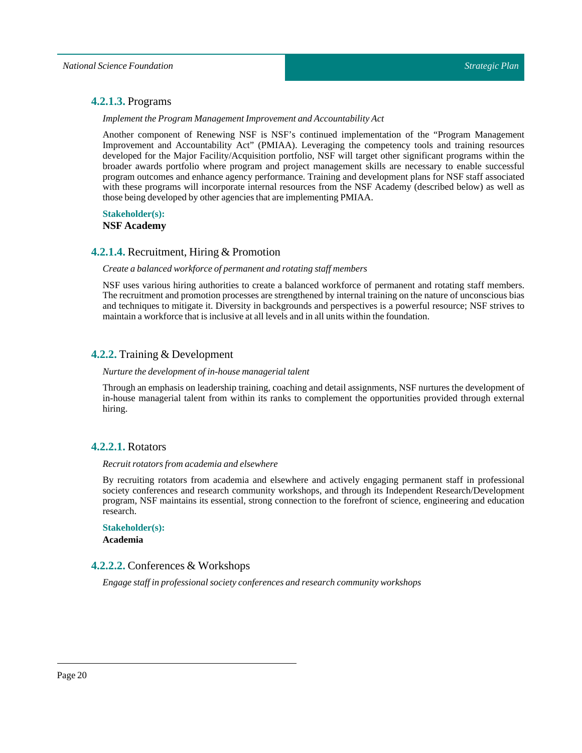### **4.2.1.3.** Programs

*Implement the Program Management Improvement and Accountability Act*

Another component of Renewing NSF is NSF's continued implementation of the "Program Management Improvement and Accountability Act" (PMIAA). Leveraging the competency tools and training resources developed for the Major Facility/Acquisition portfolio, NSF will target other significant programs within the broader awards portfolio where program and project management skills are necessary to enable successful program outcomes and enhance agency performance. Training and development plans for NSF staff associated with these programs will incorporate internal resources from the NSF Academy (described below) as well as those being developed by other agencies that are implementing PMIAA.

**Stakeholder(s):**

**NSF Academy**

### **4.2.1.4.** Recruitment, Hiring & Promotion

*Create a balanced workforce of permanent and rotating staff members*

NSF uses various hiring authorities to create a balanced workforce of permanent and rotating staff members. The recruitment and promotion processes are strengthened by internal training on the nature of unconscious bias and techniques to mitigate it. Diversity in backgrounds and perspectives is a powerful resource; NSF strives to maintain a workforce that is inclusive at all levels and in all units within the foundation.

### **4.2.2.** Training & Development

*Nurture the development of in-house managerial talent*

Through an emphasis on leadership training, coaching and detail assignments, NSF nurtures the development of in-house managerial talent from within its ranks to complement the opportunities provided through external hiring.

### **4.2.2.1.** Rotators

*Recruit rotators from academia and elsewhere*

By recruiting rotators from academia and elsewhere and actively engaging permanent staff in professional society conferences and research community workshops, and through its Independent Research/Development program, NSF maintains its essential, strong connection to the forefront of science, engineering and education research.

**Stakeholder(s):**

**Academia**

### **4.2.2.2.** Conferences & Workshops

*Engage staff in professional society conferences and research community workshops*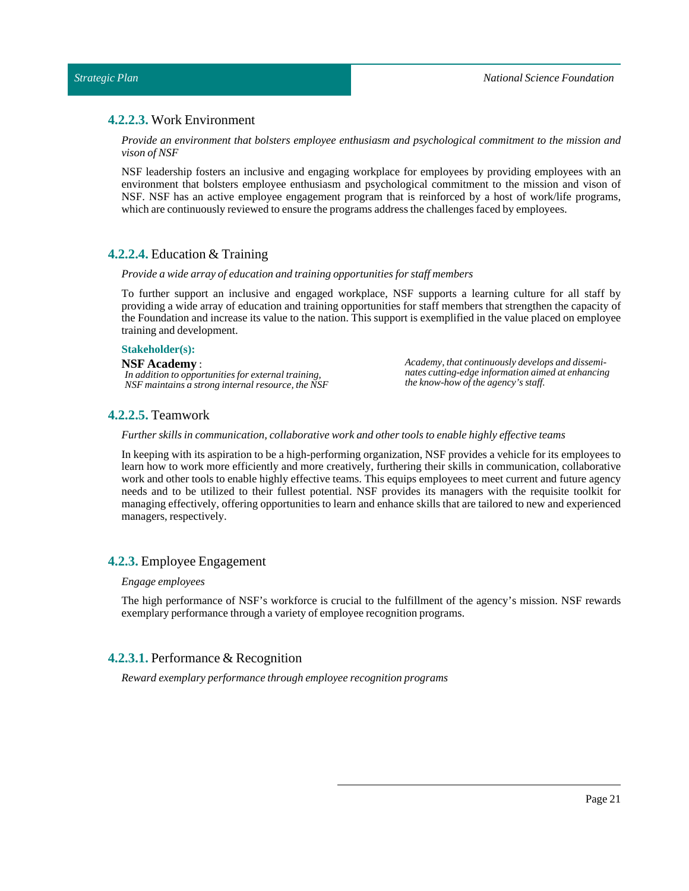### 4.2.2.3. Work Environment

*Provide an environment that bolsters employee enthusiasm and psychological commitment to the mission and vison of NSF*

NSF leadership fosters an inclusive and engaging workplace for employees by providing employees with an environment that bolsters employee enthusiasm and psychological commitment to the mission and vison of NSF. NSF has an active employee engagement program that is reinforced by a host of work/life programs, which are continuously reviewed to ensure the programs address the challenges faced by employees.

### 4.2.2.4. Education & Training

*Provide a wide array of education and training opportunities for staff members*

To further support an inclusive and engaged workplace, NSF supports a learning culture for all staff by providing a wide array of education and training opportunities for staff members that strengthen the capacity of the Foundation and increase its value to the nation. This support is exemplified in the value placed on employee training and development.

**Stakeholder(s):**

**NSF Academy** :
*In addition to opportunities for external training, NSF maintains a strong internal resource, the NSF Academy, that continuously develops and disseminates cutting-edge information aimed at enhancing the know-how of the agency's staff.*

### 4.2.2.5. Teamwork

*Further skills in communication, collaborative work and other tools to enable highly effective teams*

In keeping with its aspiration to be a high-performing organization, NSF provides a vehicle for its employees to learn how to work more efficiently and more creatively, furthering their skills in communication, collaborative work and other tools to enable highly effective teams. This equips employees to meet current and future agency needs and to be utilized to their fullest potential. NSF provides its managers with the requisite toolkit for managing effectively, offering opportunities to learn and enhance skills that are tailored to new and experienced managers, respectively.

### 4.2.3. Employee Engagement

*Engage employees*

The high performance of NSF's workforce is crucial to the fulfillment of the agency's mission. NSF rewards exemplary performance through a variety of employee recognition programs.

### 4.2.3.1. Performance & Recognition

*Reward exemplary performance through employee recognition programs*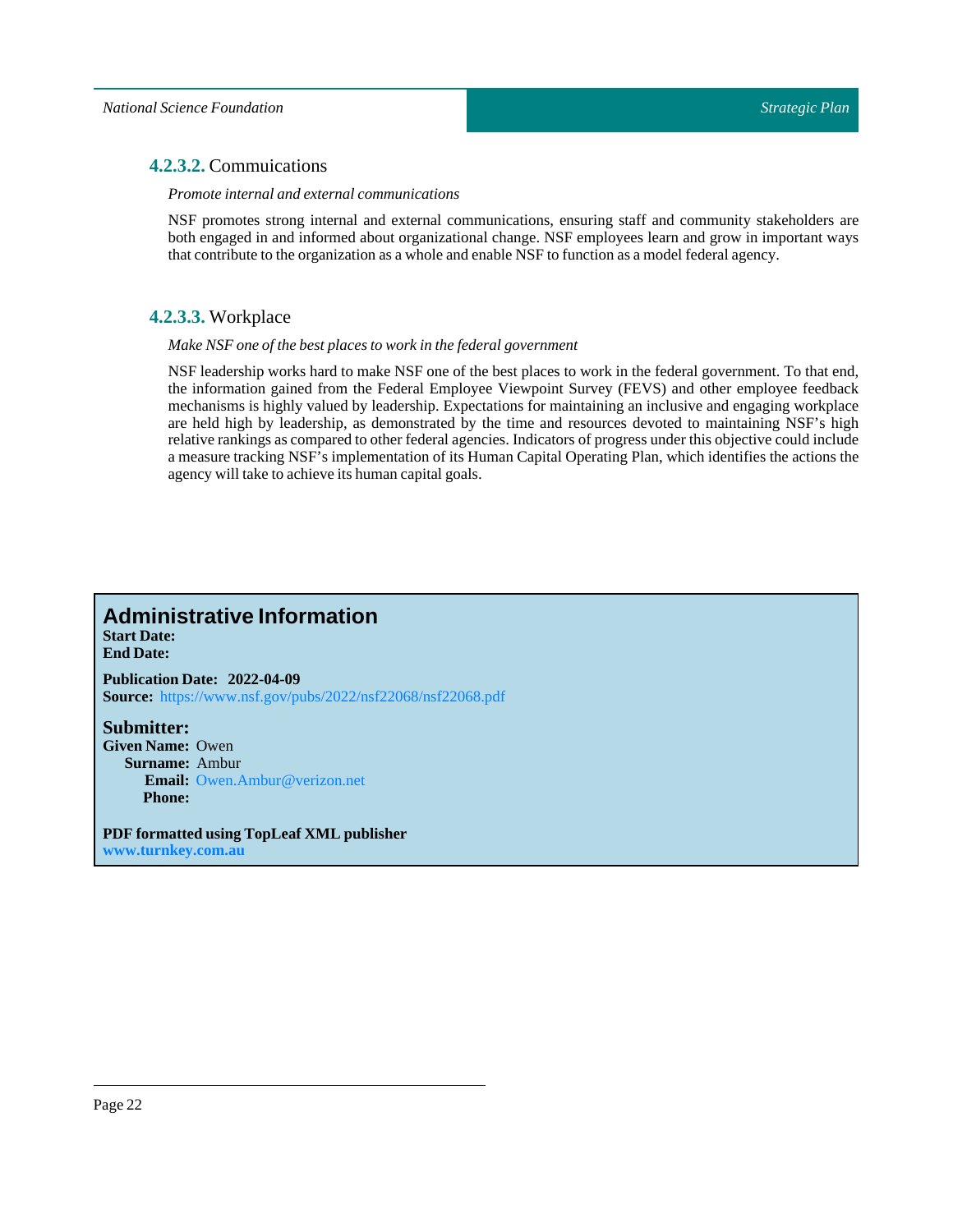#### 4.2.3.2. Communications

*Promote internal and external communications*

NSF promotes strong internal and external communications, ensuring staff and community stakeholders are both engaged in and informed about organizational change. NSF employees learn and grow in important ways that contribute to the organization as a whole and enable NSF to function as a model federal agency.

#### 4.2.3.3. Workplace

*Make NSF one of the best places to work in the federal government*

NSF leadership works hard to make NSF one of the best places to work in the federal government. To that end, the information gained from the Federal Employee Viewpoint Survey (FEVS) and other employee feedback mechanisms is highly valued by leadership. Expectations for maintaining an inclusive and engaging workplace are held high by leadership, as demonstrated by the time and resources devoted to maintaining NSF's high relative rankings as compared to other federal agencies. Indicators of progress under this objective could include a measure tracking NSF's implementation of its Human Capital Operating Plan, which identifies the actions the agency will take to achieve its human capital goals.

## Administrative Information

**Start Date:**
**End Date:**

**Publication Date:** **2022-04-09**
**Source:** https://www.nsf.gov/pubs/2022/nsf22068/nsf22068.pdf

### Submitter:

**Given Name:** Owen
**Surname:** Ambur
**Email:** Owen.Ambur@verizon.net
**Phone:**

**PDF formatted using TopLeaf XML publisher**
**www.turnkey.com.au**